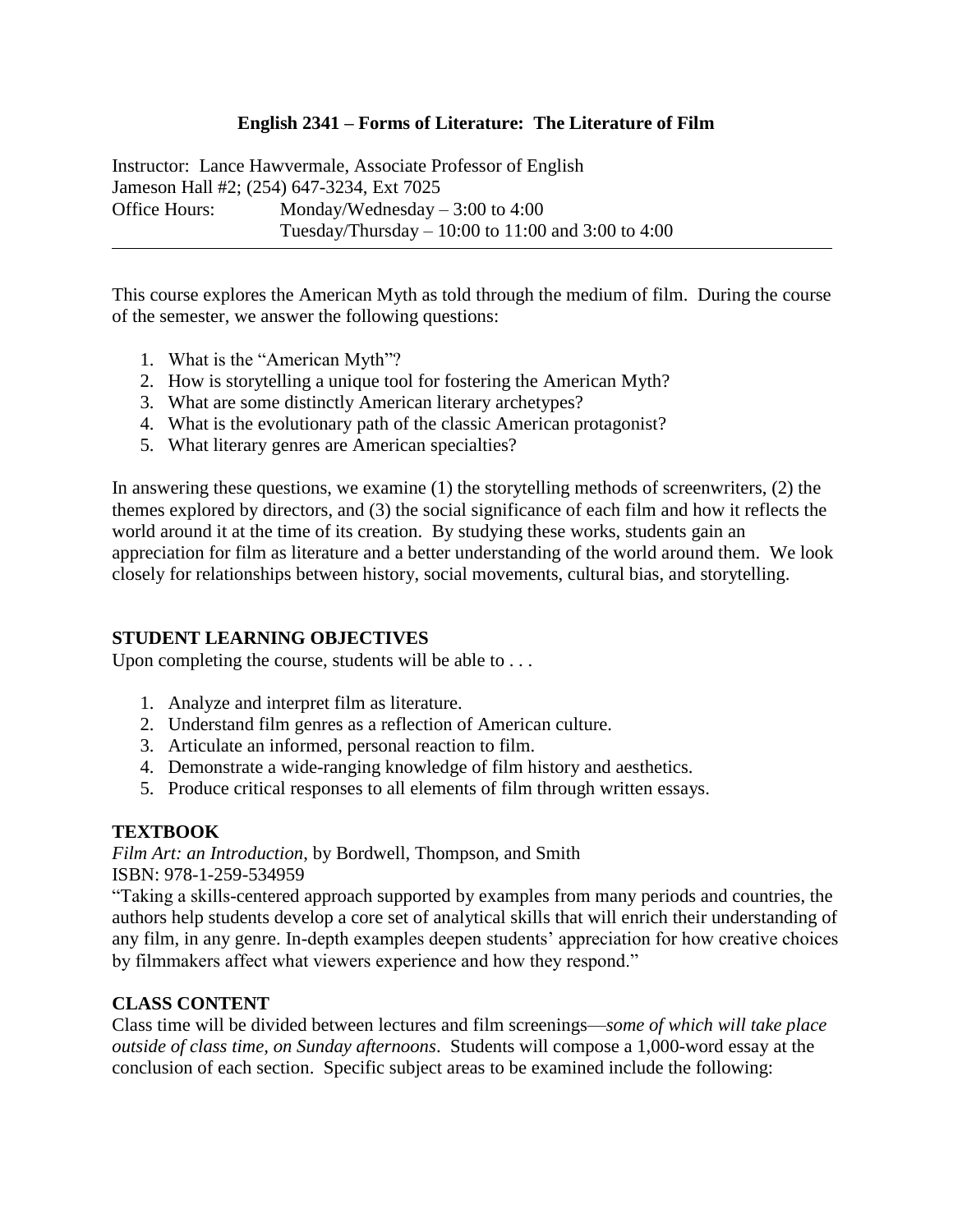# English 2341 – Forms of Literature: The Literature of Film

Instructor: Lance Hawvermale, Associate Professor of English
Jameson Hall #2; (254) 647-3234, Ext 7025
Office Hours: Monday/Wednesday – 3:00 to 4:00
Tuesday/Thursday – 10:00 to 11:00 and 3:00 to 4:00

---

This course explores the American Myth as told through the medium of film. During the course of the semester, we answer the following questions:

1. What is the "American Myth"?
2. How is storytelling a unique tool for fostering the American Myth?
3. What are some distinctly American literary archetypes?
4. What is the evolutionary path of the classic American protagonist?
5. What literary genres are American specialties?

In answering these questions, we examine (1) the storytelling methods of screenwriters, (2) the themes explored by directors, and (3) the social significance of each film and how it reflects the world around it at the time of its creation. By studying these works, students gain an appreciation for film as literature and a better understanding of the world around them. We look closely for relationships between history, social movements, cultural bias, and storytelling.

## STUDENT LEARNING OBJECTIVES

Upon completing the course, students will be able to . . .

1. Analyze and interpret film as literature.
2. Understand film genres as a reflection of American culture.
3. Articulate an informed, personal reaction to film.
4. Demonstrate a wide-ranging knowledge of film history and aesthetics.
5. Produce critical responses to all elements of film through written essays.

## TEXTBOOK

*Film Art: an Introduction*, by Bordwell, Thompson, and Smith
ISBN: 978-1-259-534959

"Taking a skills-centered approach supported by examples from many periods and countries, the authors help students develop a core set of analytical skills that will enrich their understanding of any film, in any genre. In-depth examples deepen students' appreciation for how creative choices by filmmakers affect what viewers experience and how they respond."

## CLASS CONTENT

Class time will be divided between lectures and film screenings—*some of which will take place outside of class time, on Sunday afternoons*. Students will compose a 1,000-word essay at the conclusion of each section. Specific subject areas to be examined include the following: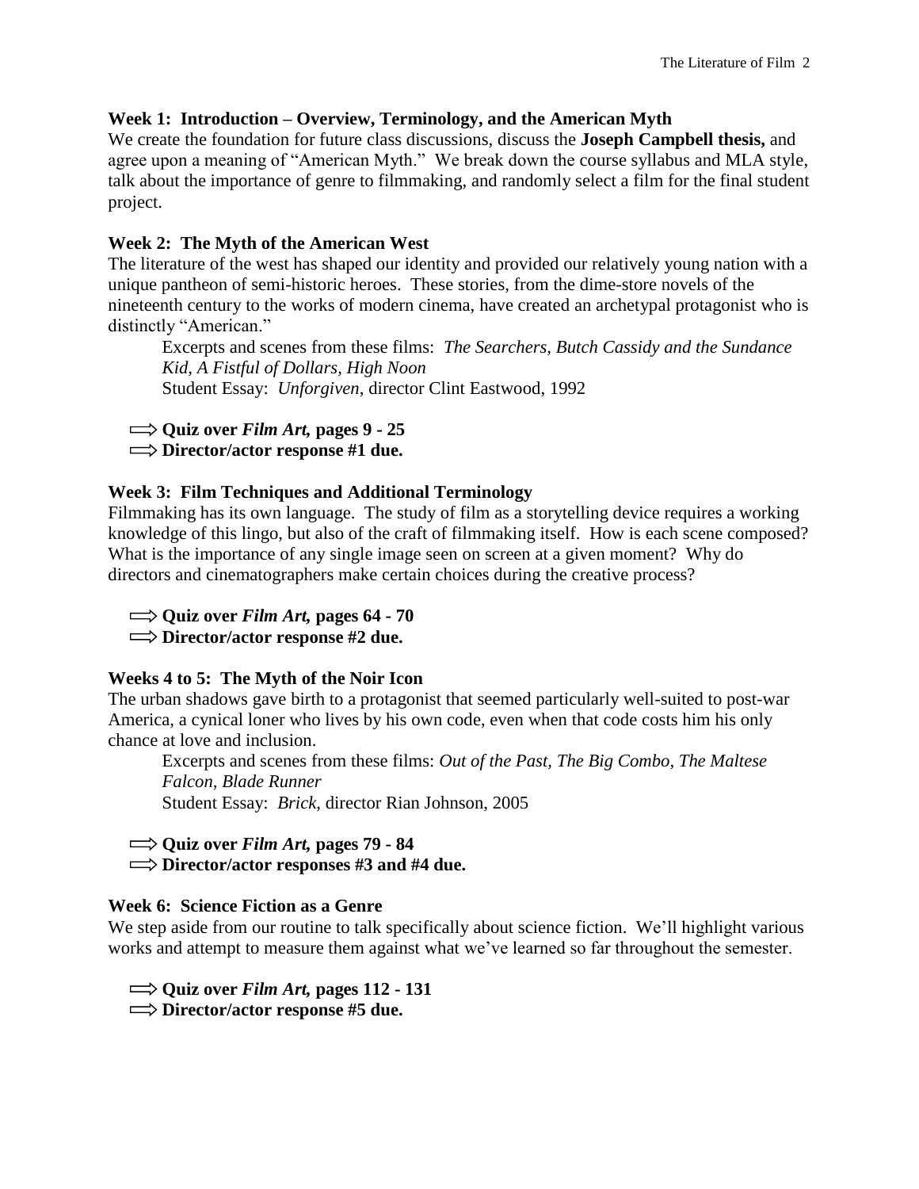### Week 1: Introduction – Overview, Terminology, and the American Myth

We create the foundation for future class discussions, discuss the **Joseph Campbell thesis,** and agree upon a meaning of "American Myth." We break down the course syllabus and MLA style, talk about the importance of genre to filmmaking, and randomly select a film for the final student project.

### Week 2: The Myth of the American West

The literature of the west has shaped our identity and provided our relatively young nation with a unique pantheon of semi-historic heroes. These stories, from the dime-store novels of the nineteenth century to the works of modern cinema, have created an archetypal protagonist who is distinctly "American."

> Excerpts and scenes from these films: *The Searchers, Butch Cassidy and the Sundance Kid, A Fistful of Dollars, High Noon*
> Student Essay: *Unforgiven*, director Clint Eastwood, 1992

⟹ **Quiz over *Film Art,* pages 9 - 25**
⟹ **Director/actor response #1 due.**

### Week 3: Film Techniques and Additional Terminology

Filmmaking has its own language. The study of film as a storytelling device requires a working knowledge of this lingo, but also of the craft of filmmaking itself. How is each scene composed? What is the importance of any single image seen on screen at a given moment? Why do directors and cinematographers make certain choices during the creative process?

⟹ **Quiz over *Film Art,* pages 64 - 70**
⟹ **Director/actor response #2 due.**

### Weeks 4 to 5: The Myth of the Noir Icon

The urban shadows gave birth to a protagonist that seemed particularly well-suited to post-war America, a cynical loner who lives by his own code, even when that code costs him his only chance at love and inclusion.

> Excerpts and scenes from these films: *Out of the Past, The Big Combo, The Maltese Falcon, Blade Runner*
> Student Essay: *Brick*, director Rian Johnson, 2005

⟹ **Quiz over *Film Art,* pages 79 - 84**
⟹ **Director/actor responses #3 and #4 due.**

### Week 6: Science Fiction as a Genre

We step aside from our routine to talk specifically about science fiction. We'll highlight various works and attempt to measure them against what we've learned so far throughout the semester.

⟹ **Quiz over *Film Art,* pages 112 - 131**
⟹ **Director/actor response #5 due.**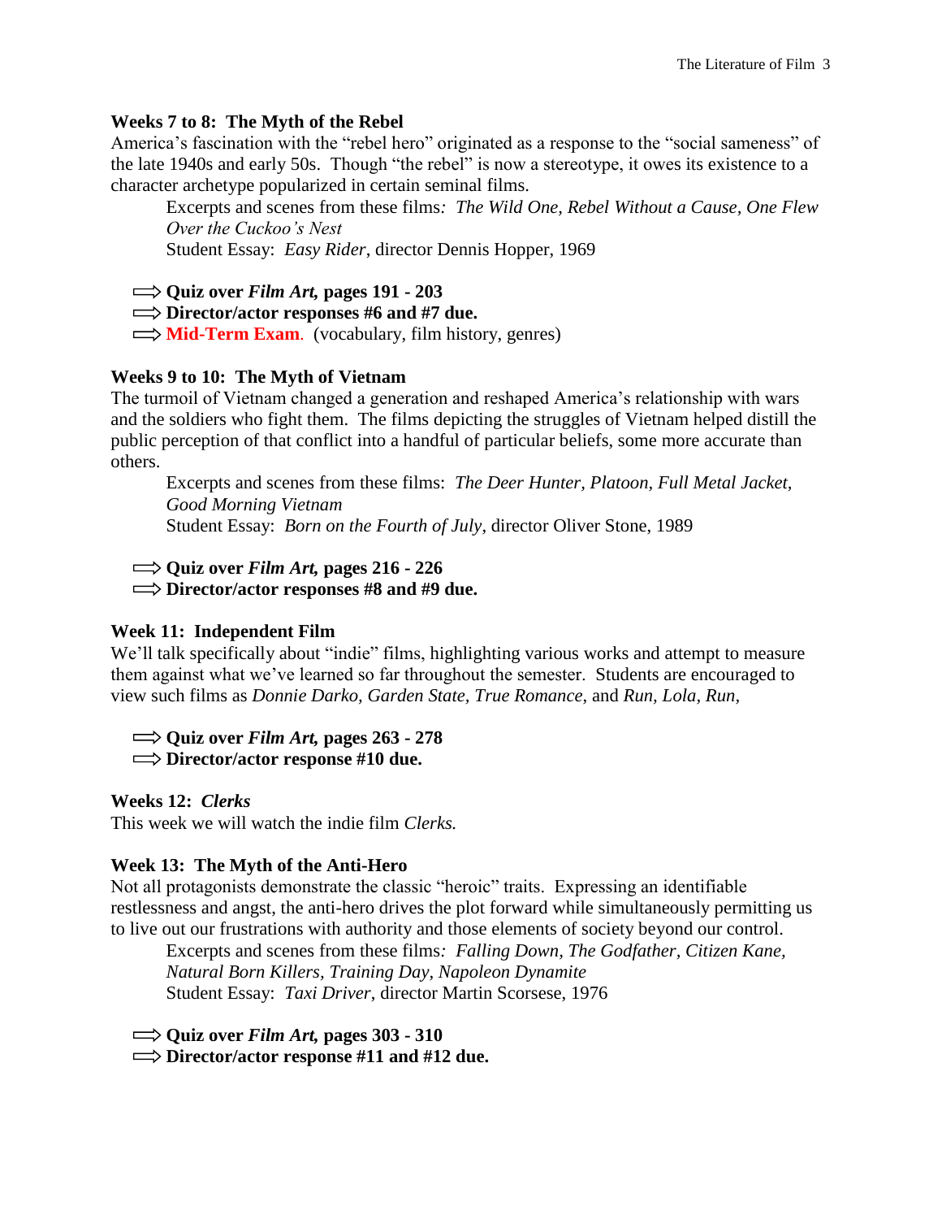### Weeks 7 to 8: The Myth of the Rebel

America's fascination with the "rebel hero" originated as a response to the "social sameness" of the late 1940s and early 50s. Though "the rebel" is now a stereotype, it owes its existence to a character archetype popularized in certain seminal films.

> Excerpts and scenes from these films: *The Wild One, Rebel Without a Cause, One Flew Over the Cuckoo's Nest*
> Student Essay: *Easy Rider*, director Dennis Hopper, 1969

- ⇨ **Quiz over *Film Art,* pages 191 - 203**
- ⇨ **Director/actor responses #6 and #7 due.**
- ⇨ **Mid-Term Exam**. (vocabulary, film history, genres)

### Weeks 9 to 10: The Myth of Vietnam

The turmoil of Vietnam changed a generation and reshaped America's relationship with wars and the soldiers who fight them. The films depicting the struggles of Vietnam helped distill the public perception of that conflict into a handful of particular beliefs, some more accurate than others.

> Excerpts and scenes from these films: *The Deer Hunter, Platoon, Full Metal Jacket, Good Morning Vietnam*
> Student Essay: *Born on the Fourth of July*, director Oliver Stone, 1989

- ⇨ **Quiz over *Film Art,* pages 216 - 226**
- ⇨ **Director/actor responses #8 and #9 due.**

### Week 11: Independent Film

We'll talk specifically about "indie" films, highlighting various works and attempt to measure them against what we've learned so far throughout the semester. Students are encouraged to view such films as *Donnie Darko, Garden State, True Romance,* and *Run, Lola, Run,*

- ⇨ **Quiz over *Film Art,* pages 263 - 278**
- ⇨ **Director/actor response #10 due.**

### Weeks 12: *Clerks*

This week we will watch the indie film *Clerks.*

### Week 13: The Myth of the Anti-Hero

Not all protagonists demonstrate the classic "heroic" traits. Expressing an identifiable restlessness and angst, the anti-hero drives the plot forward while simultaneously permitting us to live out our frustrations with authority and those elements of society beyond our control.

> Excerpts and scenes from these films: *Falling Down, The Godfather, Citizen Kane, Natural Born Killers, Training Day, Napoleon Dynamite*
> Student Essay: *Taxi Driver*, director Martin Scorsese, 1976

- ⇨ **Quiz over *Film Art,* pages 303 - 310**
- ⇨ **Director/actor response #11 and #12 due.**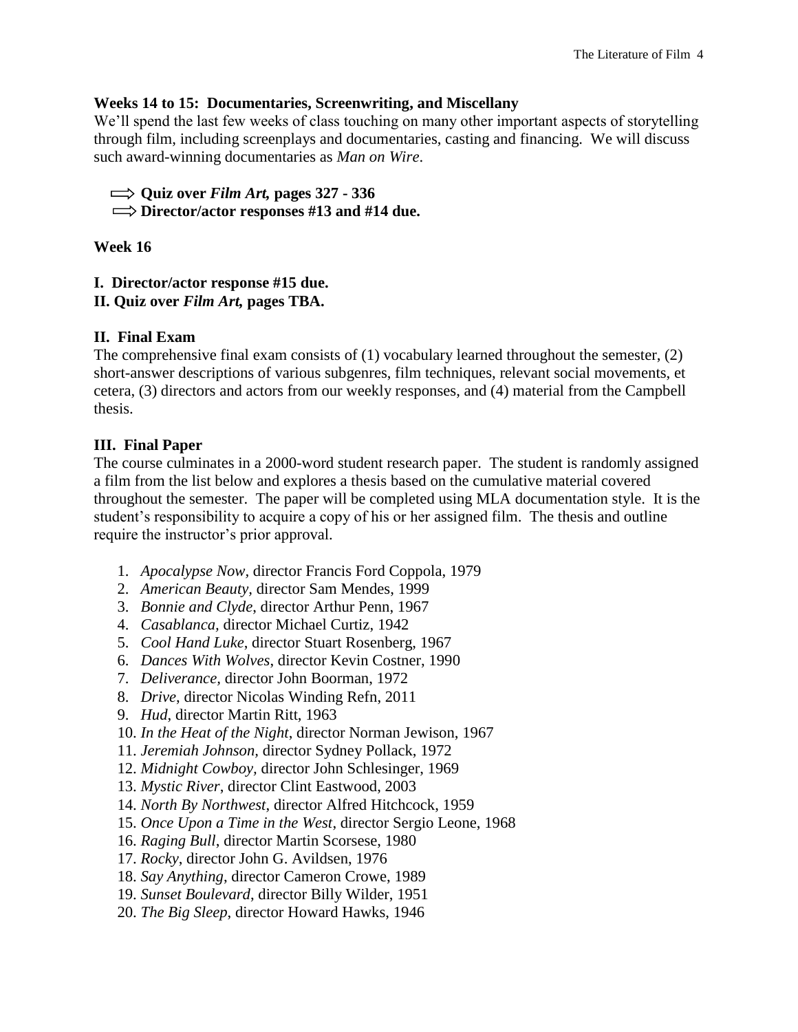**Weeks 14 to 15: Documentaries, Screenwriting, and Miscellany**

We'll spend the last few weeks of class touching on many other important aspects of storytelling through film, including screenplays and documentaries, casting and financing. We will discuss such award-winning documentaries as *Man on Wire*.

⟹ **Quiz over *Film Art,* pages 327 - 336**
⟹ **Director/actor responses #13 and #14 due.**

**Week 16**

**I. Director/actor response #15 due.**
**II. Quiz over *Film Art,* pages TBA.**

**II. Final Exam**

The comprehensive final exam consists of (1) vocabulary learned throughout the semester, (2) short-answer descriptions of various subgenres, film techniques, relevant social movements, et cetera, (3) directors and actors from our weekly responses, and (4) material from the Campbell thesis.

**III. Final Paper**

The course culminates in a 2000-word student research paper. The student is randomly assigned a film from the list below and explores a thesis based on the cumulative material covered throughout the semester. The paper will be completed using MLA documentation style. It is the student's responsibility to acquire a copy of his or her assigned film. The thesis and outline require the instructor's prior approval.

1. *Apocalypse Now*, director Francis Ford Coppola, 1979
2. *American Beauty*, director Sam Mendes, 1999
3. *Bonnie and Clyde*, director Arthur Penn, 1967
4. *Casablanca*, director Michael Curtiz, 1942
5. *Cool Hand Luke*, director Stuart Rosenberg, 1967
6. *Dances With Wolves*, director Kevin Costner, 1990
7. *Deliverance*, director John Boorman, 1972
8. *Drive*, director Nicolas Winding Refn, 2011
9. *Hud*, director Martin Ritt, 1963
10. *In the Heat of the Night*, director Norman Jewison, 1967
11. *Jeremiah Johnson*, director Sydney Pollack, 1972
12. *Midnight Cowboy*, director John Schlesinger, 1969
13. *Mystic River*, director Clint Eastwood, 2003
14. *North By Northwest*, director Alfred Hitchcock, 1959
15. *Once Upon a Time in the West*, director Sergio Leone, 1968
16. *Raging Bull*, director Martin Scorsese, 1980
17. *Rocky*, director John G. Avildsen, 1976
18. *Say Anything*, director Cameron Crowe, 1989
19. *Sunset Boulevard*, director Billy Wilder, 1951
20. *The Big Sleep*, director Howard Hawks, 1946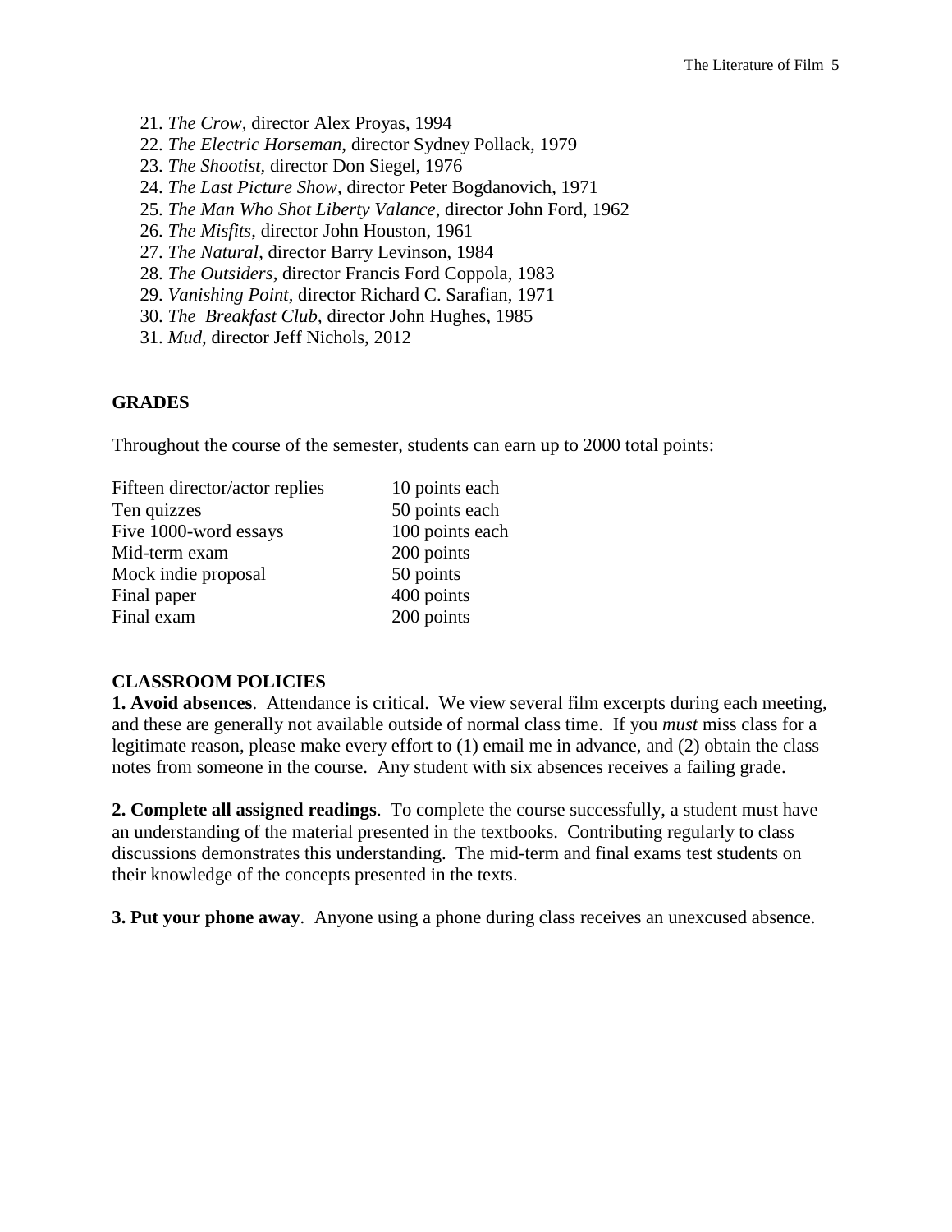21. *The Crow*, director Alex Proyas, 1994
22. *The Electric Horseman*, director Sydney Pollack, 1979
23. *The Shootist*, director Don Siegel, 1976
24. *The Last Picture Show*, director Peter Bogdanovich, 1971
25. *The Man Who Shot Liberty Valance*, director John Ford, 1962
26. *The Misfits*, director John Houston, 1961
27. *The Natural*, director Barry Levinson, 1984
28. *The Outsiders*, director Francis Ford Coppola, 1983
29. *Vanishing Point*, director Richard C. Sarafian, 1971
30. *The Breakfast Club*, director John Hughes, 1985
31. *Mud*, director Jeff Nichols, 2012

**GRADES**

Throughout the course of the semester, students can earn up to 2000 total points:

| | |
|---|---|
| Fifteen director/actor replies | 10 points each |
| Ten quizzes | 50 points each |
| Five 1000-word essays | 100 points each |
| Mid-term exam | 200 points |
| Mock indie proposal | 50 points |
| Final paper | 400 points |
| Final exam | 200 points |

**CLASSROOM POLICIES**

**1. Avoid absences**. Attendance is critical. We view several film excerpts during each meeting, and these are generally not available outside of normal class time. If you *must* miss class for a legitimate reason, please make every effort to (1) email me in advance, and (2) obtain the class notes from someone in the course. Any student with six absences receives a failing grade.

**2. Complete all assigned readings**. To complete the course successfully, a student must have an understanding of the material presented in the textbooks. Contributing regularly to class discussions demonstrates this understanding. The mid-term and final exams test students on their knowledge of the concepts presented in the texts.

**3. Put your phone away**. Anyone using a phone during class receives an unexcused absence.